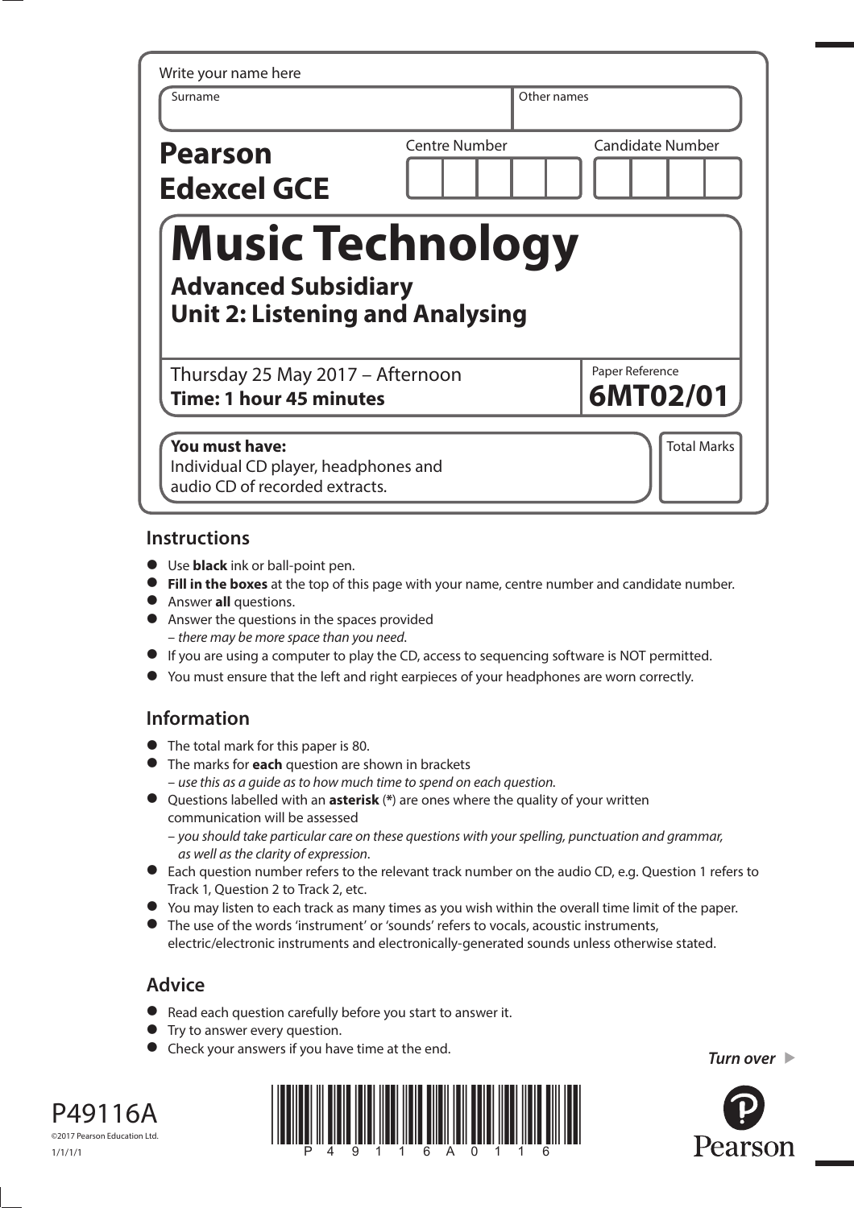Write your name here

| Surname | Other names |
|---|---|
| | |

**Pearson Edexcel GCE**

| Centre Number | Candidate Number |
|---|---|
| | |

# Music Technology

## Advanced Subsidiary
## Unit 2: Listening and Analysing

Thursday 25 May 2017 – Afternoon
**Time: 1 hour 45 minutes**

Paper Reference
**6MT02/01**

**You must have:**
Individual CD player, headphones and audio CD of recorded extracts.

Total Marks

## Instructions

- Use **black** ink or ball-point pen.
- **Fill in the boxes** at the top of this page with your name, centre number and candidate number.
- Answer **all** questions.
- Answer the questions in the spaces provided
  – *there may be more space than you need.*
- If you are using a computer to play the CD, access to sequencing software is NOT permitted.
- You must ensure that the left and right earpieces of your headphones are worn correctly.

## Information

- The total mark for this paper is 80.
- The marks for **each** question are shown in brackets
  – *use this as a guide as to how much time to spend on each question.*
- Questions labelled with an **asterisk** (*) are ones where the quality of your written communication will be assessed
  – *you should take particular care on these questions with your spelling, punctuation and grammar, as well as the clarity of expression.*
- Each question number refers to the relevant track number on the audio CD, e.g. Question 1 refers to Track 1, Question 2 to Track 2, etc.
- You may listen to each track as many times as you wish within the overall time limit of the paper.
- The use of the words 'instrument' or 'sounds' refers to vocals, acoustic instruments, electric/electronic instruments and electronically-generated sounds unless otherwise stated.

## Advice

- Read each question carefully before you start to answer it.
- Try to answer every question.
- Check your answers if you have time at the end.

*Turn over* ▶

P49116A
©2017 Pearson Education Ltd.
1/1/1/1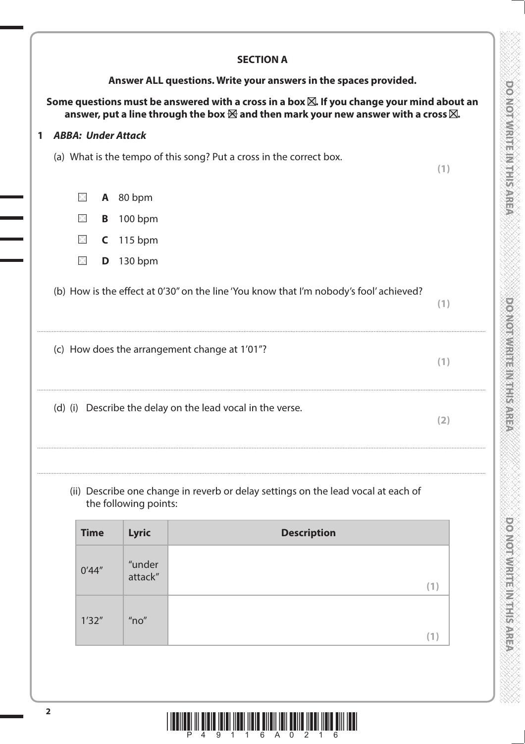## SECTION A

**Answer ALL questions. Write your answers in the spaces provided.**

**Some questions must be answered with a cross in a box ☒. If you change your mind about an answer, put a line through the box ☒ and then mark your new answer with a cross ☒.**

**1** ***ABBA: Under Attack***

(a) What is the tempo of this song? Put a cross in the correct box. **(1)**

☐ **A** 80 bpm

☐ **B** 100 bpm

☐ **C** 115 bpm

☐ **D** 130 bpm

(b) How is the effect at 0'30" on the line 'You know that I'm nobody's fool' achieved? **(1)**

..............................................................................................................................................

(c) How does the arrangement change at 1'01"? **(1)**

..............................................................................................................................................

(d) (i) Describe the delay on the lead vocal in the verse. **(2)**

..............................................................................................................................................

..............................................................................................................................................

(ii) Describe one change in reverb or delay settings on the lead vocal at each of the following points:

| Time | Lyric | Description |
|---|---|---|
| 0'44" | "under attack" | **(1)** |
| 1'32" | "no" | **(1)** |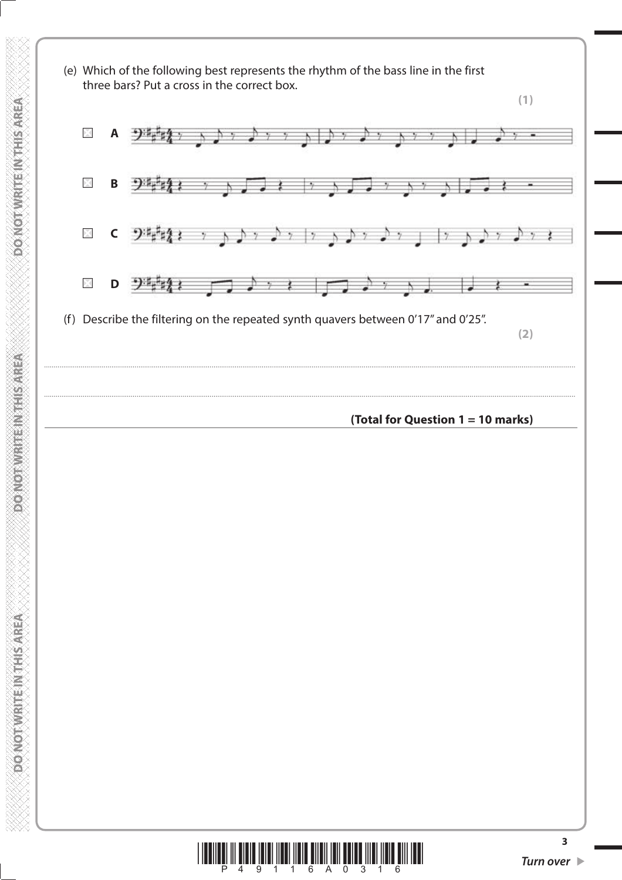(e) Which of the following best represents the rhythm of the bass line in the first three bars? Put a cross in the correct box.

**(1)**

☒ **A**

☒ **B**

☒ **C**

☒ **D**

(f) Describe the filtering on the repeated synth quavers between 0'17" and 0'25".

**(2)**

..............................................................................................................................................

..............................................................................................................................................

**(Total for Question 1 = 10 marks)**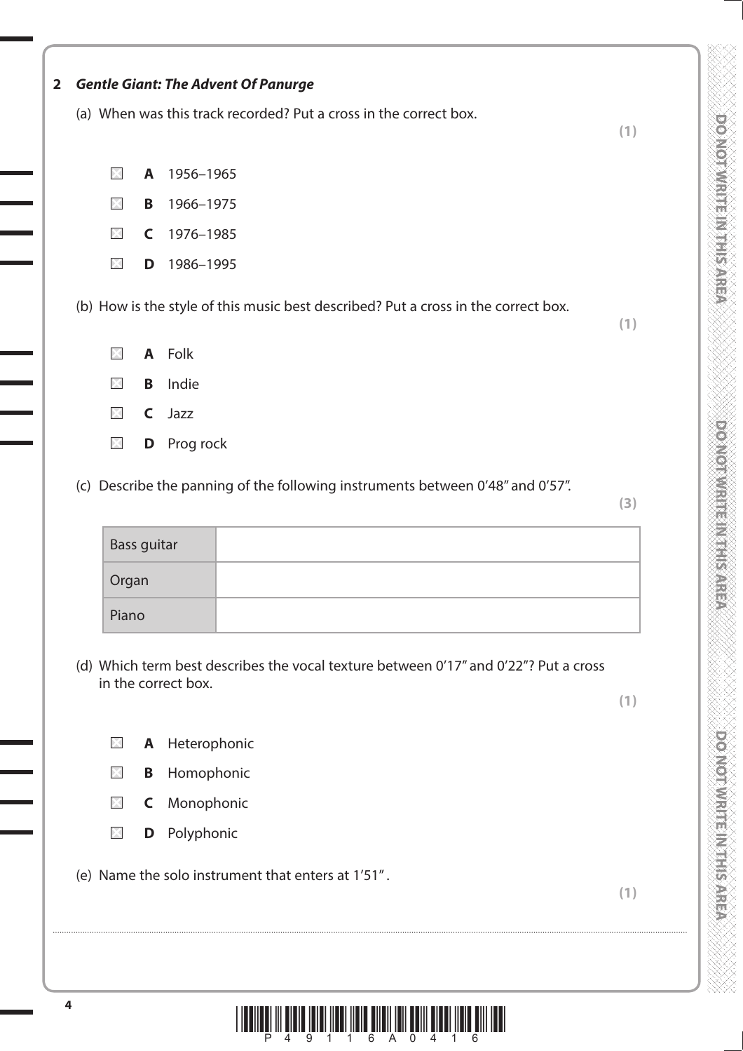**2** ***Gentle Giant: The Advent Of Panurge***

(a) When was this track recorded? Put a cross in the correct box. **(1)**

- ☒ **A** 1956–1965
- ☒ **B** 1966–1975
- ☒ **C** 1976–1985
- ☒ **D** 1986–1995

(b) How is the style of this music best described? Put a cross in the correct box. **(1)**

- ☒ **A** Folk
- ☒ **B** Indie
- ☒ **C** Jazz
- ☒ **D** Prog rock

(c) Describe the panning of the following instruments between 0′48″ and 0′57″. **(3)**

| | |
|---|---|
| Bass guitar | |
| Organ | |
| Piano | |

(d) Which term best describes the vocal texture between 0′17″ and 0′22″? Put a cross in the correct box. **(1)**

- ☒ **A** Heterophonic
- ☒ **B** Homophonic
- ☒ **C** Monophonic
- ☒ **D** Polyphonic

(e) Name the solo instrument that enters at 1′51″. **(1)**

..............................................................................................................................................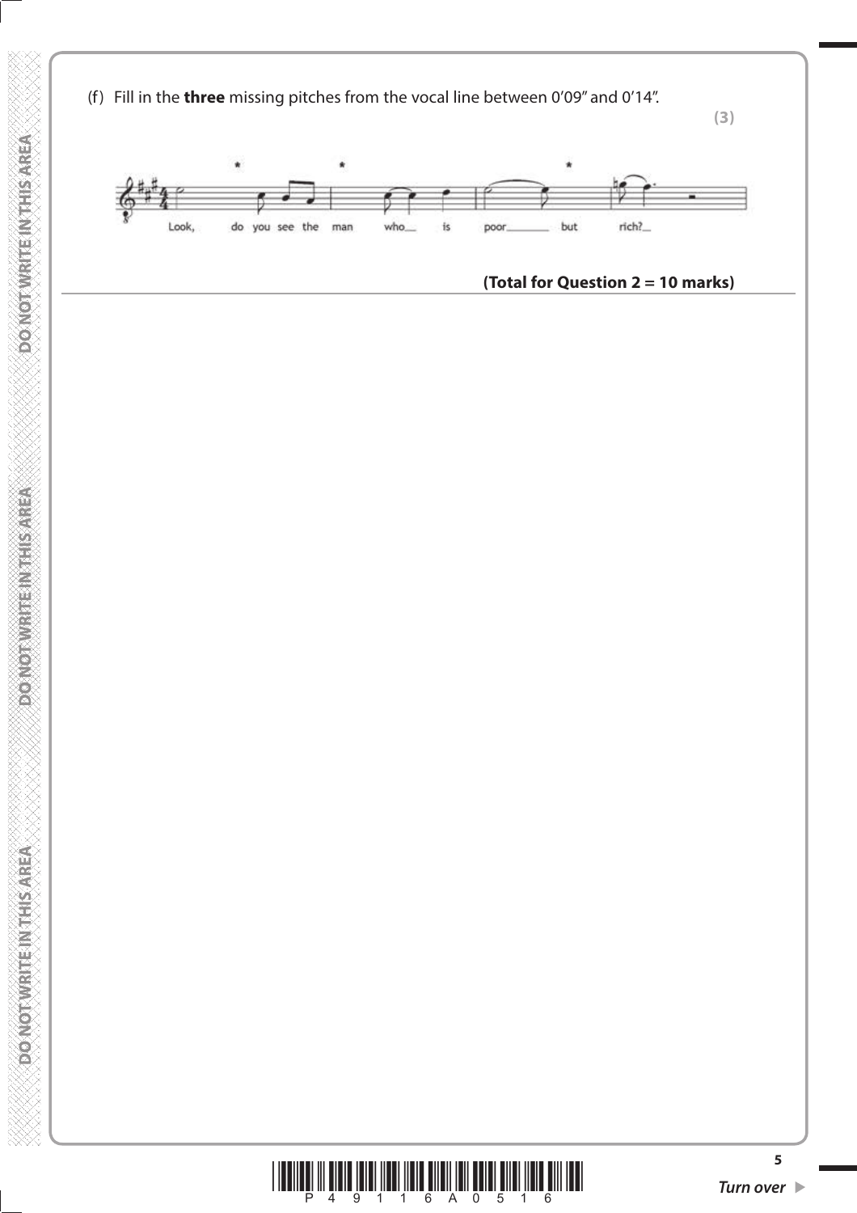(f) Fill in the **three** missing pitches from the vocal line between 0'09" and 0'14".

**(3)**

Look, do you see the man who__ is poor________ but rich?__

**(Total for Question 2 = 10 marks)**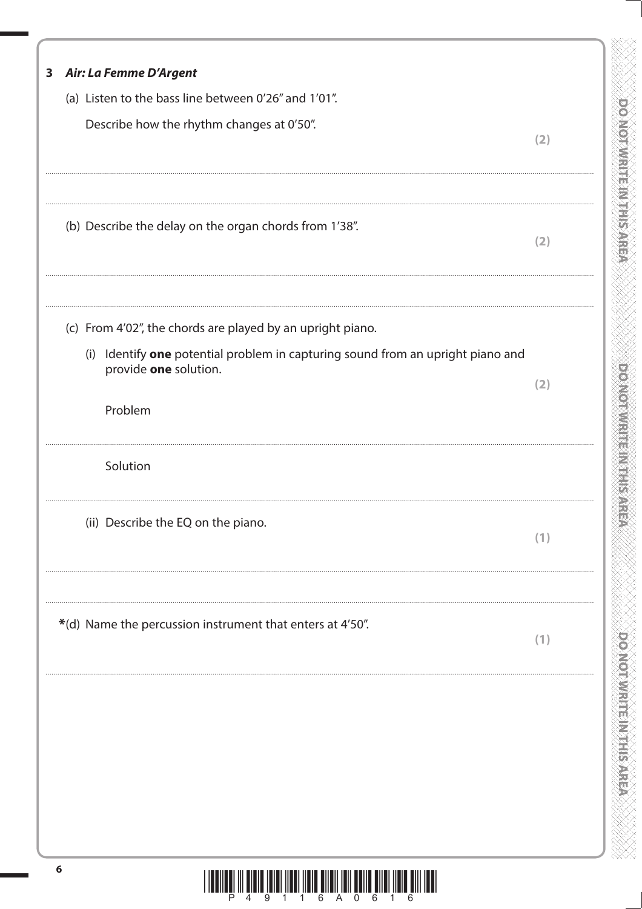**3 *Air: La Femme D'Argent***

(a) Listen to the bass line between 0'26" and 1'01".

Describe how the rhythm changes at 0'50". **(2)**

.......................................................................................................................................................................................

.......................................................................................................................................................................................

(b) Describe the delay on the organ chords from 1'38". **(2)**

.......................................................................................................................................................................................

.......................................................................................................................................................................................

(c) From 4'02", the chords are played by an upright piano.

(i) Identify **one** potential problem in capturing sound from an upright piano and provide **one** solution. **(2)**

Problem

.......................................................................................................................................................................................

Solution

.......................................................................................................................................................................................

(ii) Describe the EQ on the piano. **(1)**

.......................................................................................................................................................................................

.......................................................................................................................................................................................

*(d) Name the percussion instrument that enters at 4'50". **(1)**

.......................................................................................................................................................................................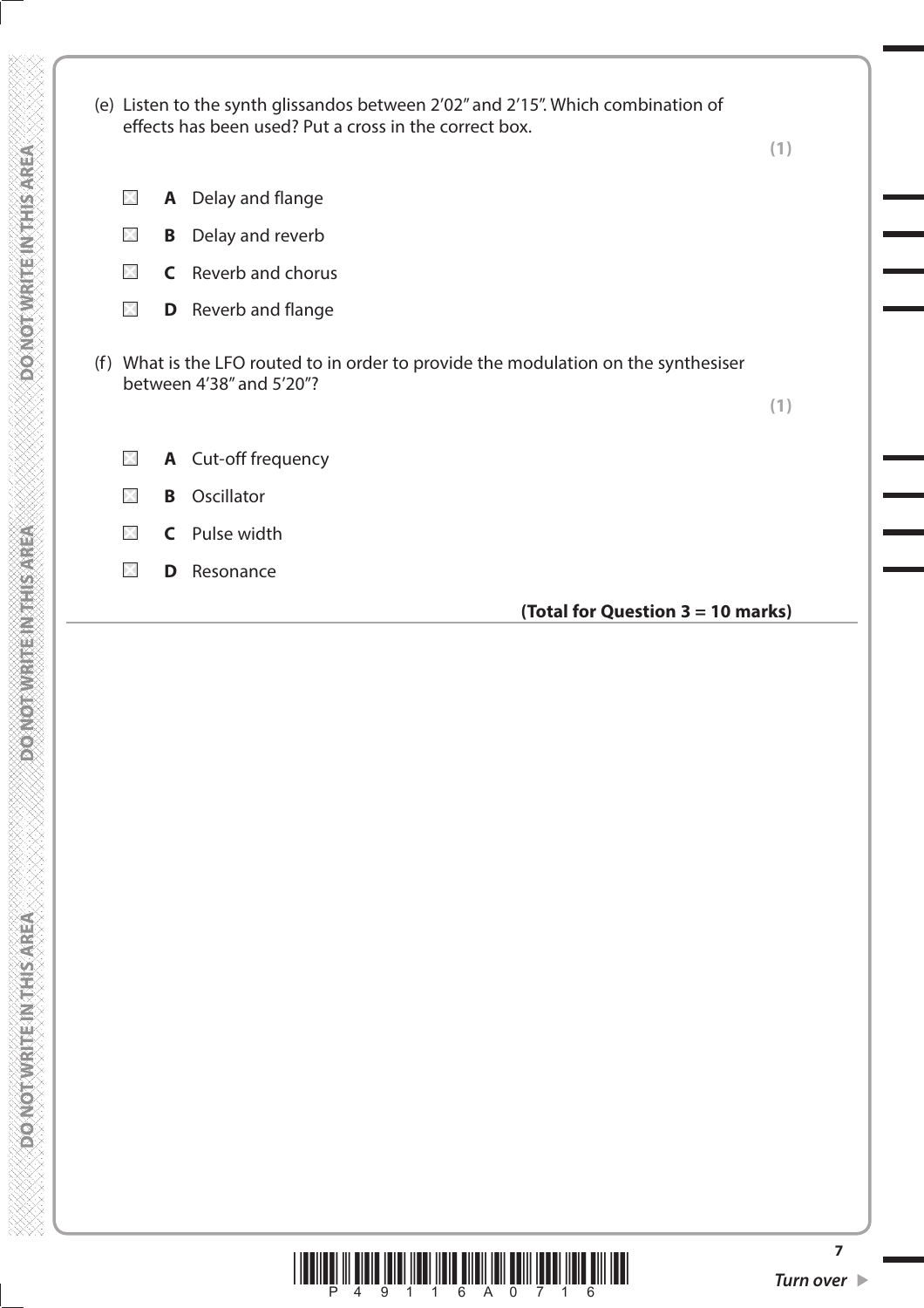(e) Listen to the synth glissandos between 2′02″ and 2′15″. Which combination of effects has been used? Put a cross in the correct box.

**(1)**

- ☒ **A** Delay and flange
- ☒ **B** Delay and reverb
- ☒ **C** Reverb and chorus
- ☒ **D** Reverb and flange

(f) What is the LFO routed to in order to provide the modulation on the synthesiser between 4′38″ and 5′20″?

**(1)**

- ☒ **A** Cut-off frequency
- ☒ **B** Oscillator
- ☒ **C** Pulse width
- ☒ **D** Resonance

**(Total for Question 3 = 10 marks)**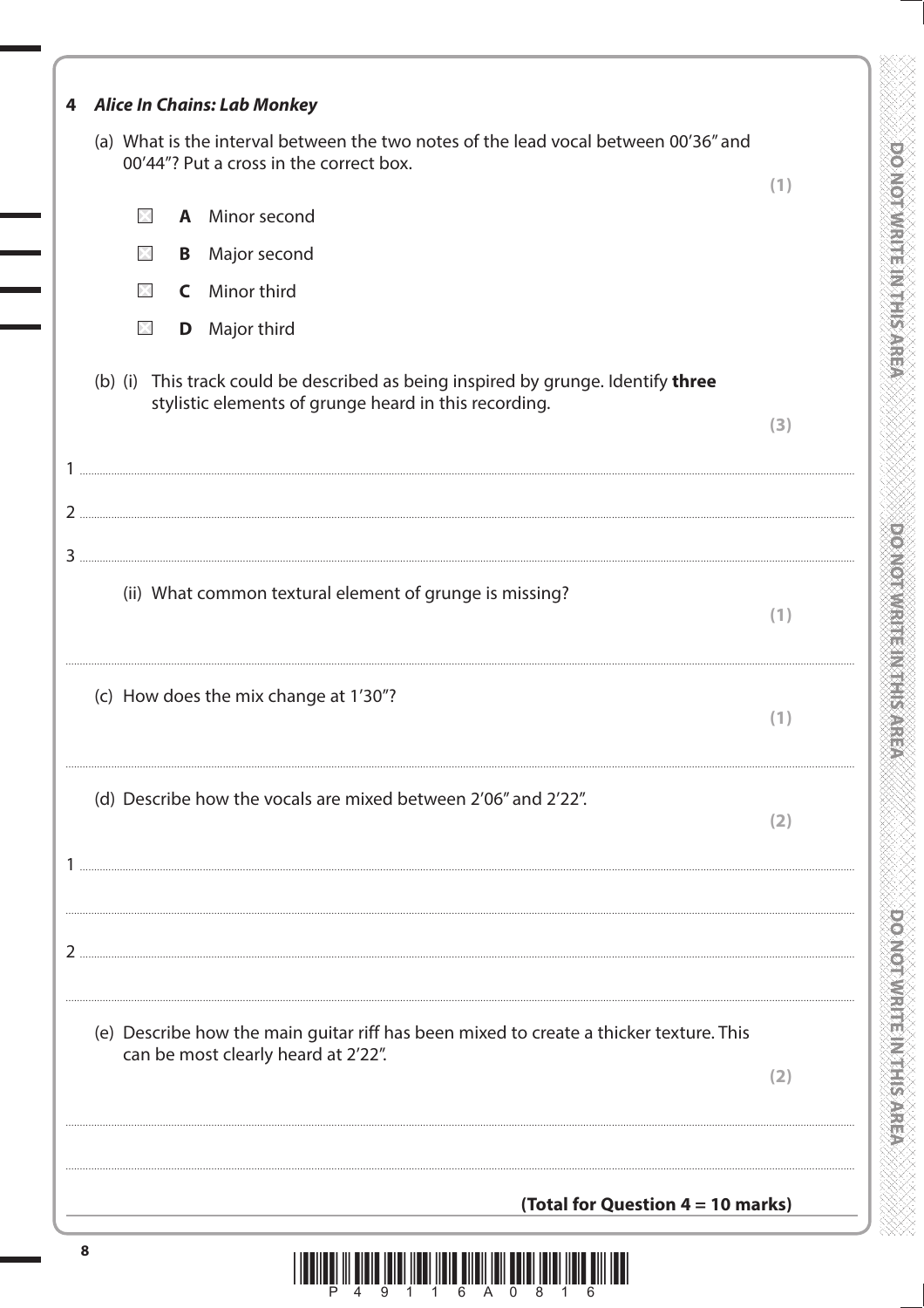**4 *Alice In Chains: Lab Monkey***

(a) What is the interval between the two notes of the lead vocal between 00'36" and 00'44"? Put a cross in the correct box. **(1)**

- ☐ **A** Minor second
- ☐ **B** Major second
- ☐ **C** Minor third
- ☐ **D** Major third

(b) (i) This track could be described as being inspired by grunge. Identify **three** stylistic elements of grunge heard in this recording. **(3)**

1 ..............................................................................................................................................

2 ..............................................................................................................................................

3 ..............................................................................................................................................

(ii) What common textural element of grunge is missing? **(1)**

..............................................................................................................................................

(c) How does the mix change at 1'30"? **(1)**

..............................................................................................................................................

(d) Describe how the vocals are mixed between 2'06" and 2'22". **(2)**

1 ..............................................................................................................................................

..............................................................................................................................................

2 ..............................................................................................................................................

..............................................................................................................................................

(e) Describe how the main guitar riff has been mixed to create a thicker texture. This can be most clearly heard at 2'22". **(2)**

..............................................................................................................................................

..............................................................................................................................................

**(Total for Question 4 = 10 marks)**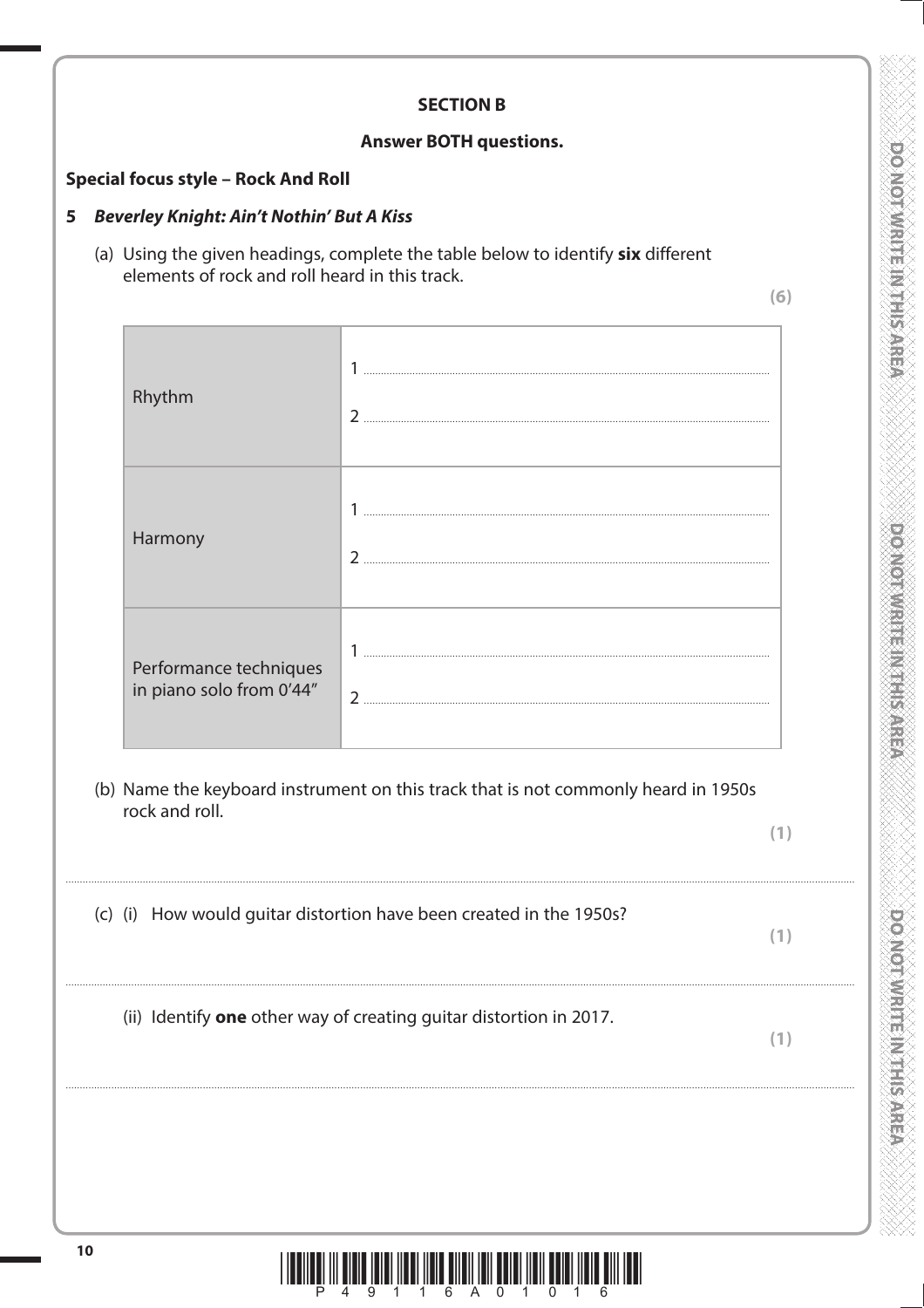## SECTION B

**Answer BOTH questions.**

**Special focus style – Rock And Roll**

**5** ***Beverley Knight: Ain't Nothin' But A Kiss***

(a) Using the given headings, complete the table below to identify **six** different elements of rock and roll heard in this track.

**(6)**

| | |
|---|---|
| Rhythm | 1 ..................<br>2 .................. |
| Harmony | 1 ..................<br>2 .................. |
| Performance techniques in piano solo from 0'44" | 1 ..................<br>2 .................. |

(b) Name the keyboard instrument on this track that is not commonly heard in 1950s rock and roll.

**(1)**

..................................................................................................................................

(c) (i) How would guitar distortion have been created in the 1950s?

**(1)**

..................................................................................................................................

(ii) Identify **one** other way of creating guitar distortion in 2017.

**(1)**

..................................................................................................................................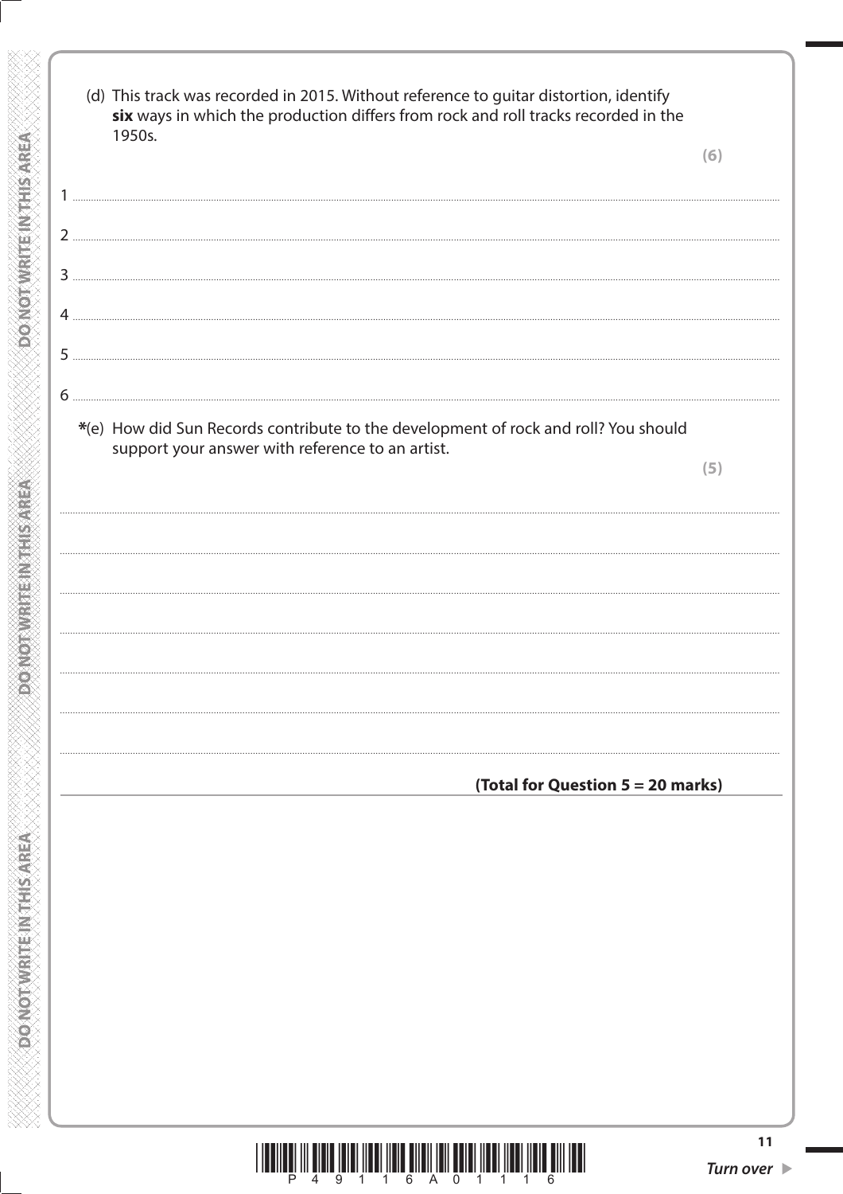(d) This track was recorded in 2015. Without reference to guitar distortion, identify **six** ways in which the production differs from rock and roll tracks recorded in the 1950s.

**(6)**

1 ..........................................................................................................................................

2 ..........................................................................................................................................

3 ..........................................................................................................................................

4 ..........................................................................................................................................

5 ..........................................................................................................................................

6 ..........................................................................................................................................

*(e) How did Sun Records contribute to the development of rock and roll? You should support your answer with reference to an artist.

**(5)**

..........................................................................................................................................

..........................................................................................................................................

..........................................................................................................................................

..........................................................................................................................................

..........................................................................................................................................

..........................................................................................................................................

..........................................................................................................................................

**(Total for Question 5 = 20 marks)**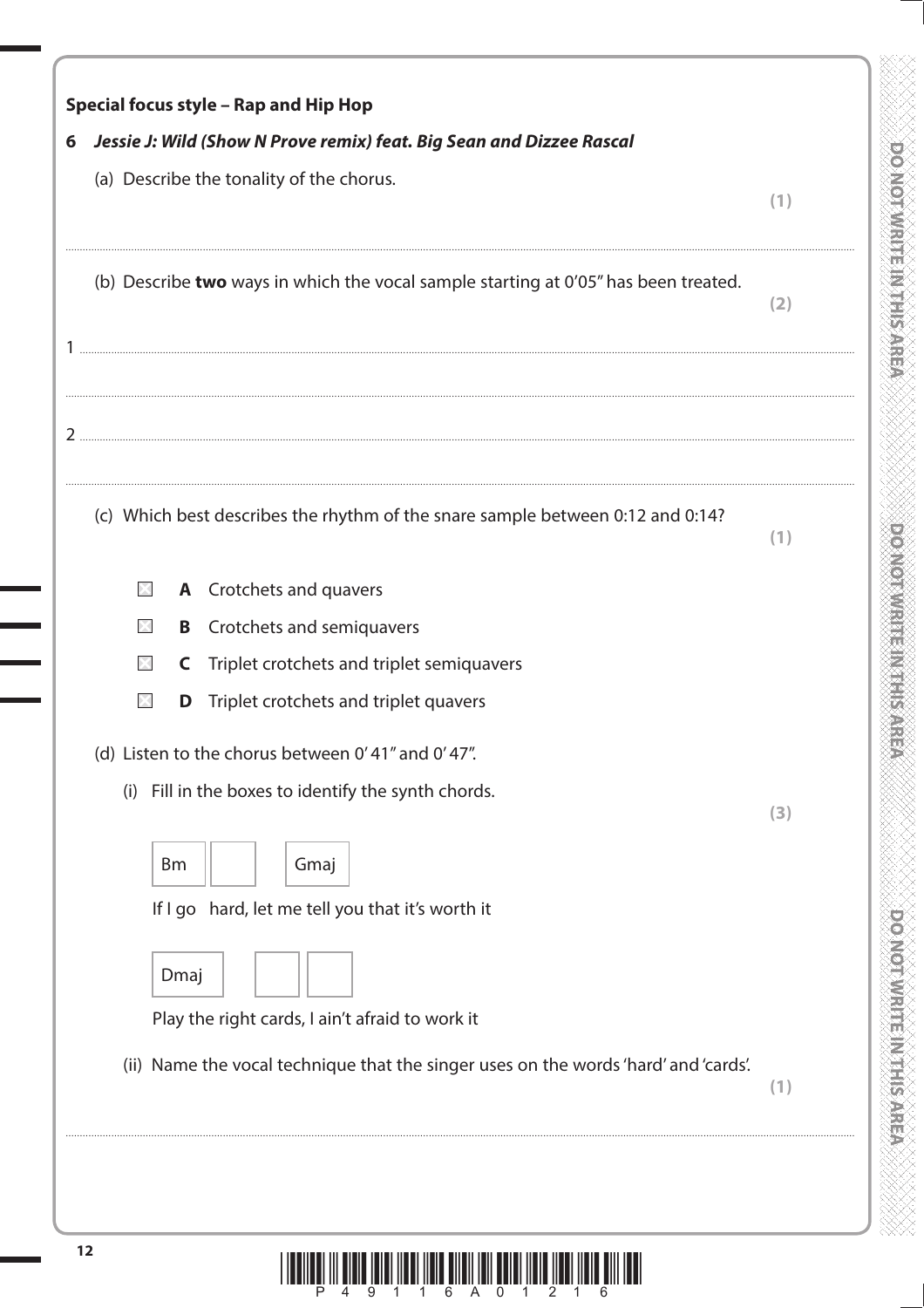**Special focus style – Rap and Hip Hop**

**6** ***Jessie J: Wild (Show N Prove remix) feat. Big Sean and Dizzee Rascal***

(a) Describe the tonality of the chorus.

**(1)**

..............................................................................................................................................

(b) Describe **two** ways in which the vocal sample starting at 0'05" has been treated.

**(2)**

1 ..............................................................................................................................................

..............................................................................................................................................

2 ..............................................................................................................................................

..............................................................................................................................................

(c) Which best describes the rhythm of the snare sample between 0:12 and 0:14?

**(1)**

- ☒ **A** Crotchets and quavers
- ☒ **B** Crotchets and semiquavers
- ☒ **C** Triplet crotchets and triplet semiquavers
- ☒ **D** Triplet crotchets and triplet quavers

(d) Listen to the chorus between 0'41" and 0'47".

(i) Fill in the boxes to identify the synth chords.

**(3)**

| Bm | | Gmaj |
|---|---|---|

If I go hard, let me tell you that it's worth it

| Dmaj | | |
|---|---|---|

Play the right cards, I ain't afraid to work it

(ii) Name the vocal technique that the singer uses on the words 'hard' and 'cards'.

**(1)**

..............................................................................................................................................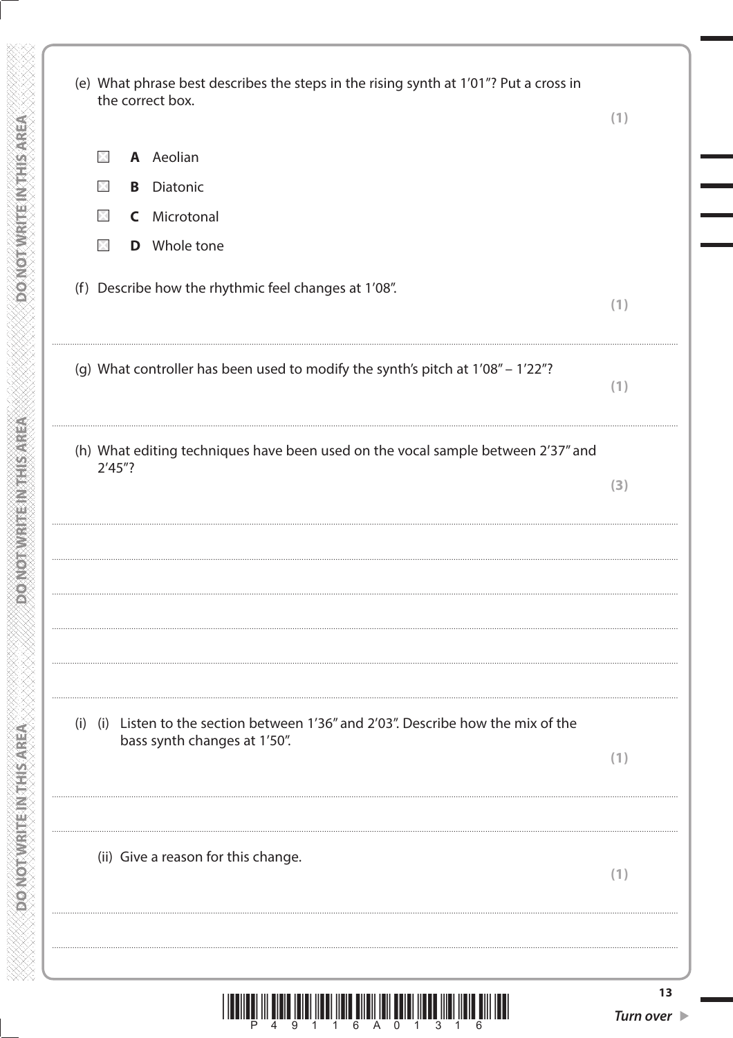(e) What phrase best describes the steps in the rising synth at 1′01″? Put a cross in the correct box.

**(1)**

- ☒ **A** Aeolian
- ☒ **B** Diatonic
- ☒ **C** Microtonal
- ☒ **D** Whole tone

(f) Describe how the rhythmic feel changes at 1′08″.

**(1)**

.......................................................................................................................................................

(g) What controller has been used to modify the synth's pitch at 1′08″ – 1′22″?

**(1)**

.......................................................................................................................................................

(h) What editing techniques have been used on the vocal sample between 2′37″ and 2′45″?

**(3)**

.......................................................................................................................................................

.......................................................................................................................................................

.......................................................................................................................................................

.......................................................................................................................................................

.......................................................................................................................................................

(i) (i) Listen to the section between 1′36″ and 2′03″. Describe how the mix of the bass synth changes at 1′50″.

**(1)**

.......................................................................................................................................................

.......................................................................................................................................................

(ii) Give a reason for this change.

**(1)**

.......................................................................................................................................................

.......................................................................................................................................................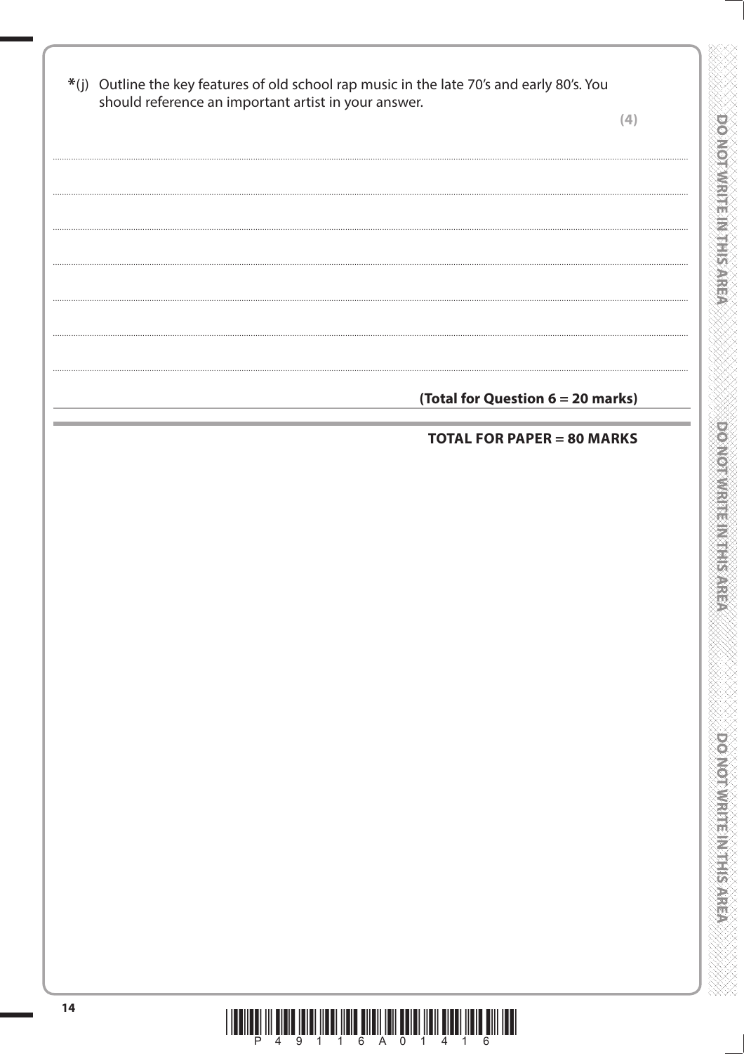*(j) Outline the key features of old school rap music in the late 70's and early 80's. You should reference an important artist in your answer.

**(4)**

..................................................................................................................................................

..................................................................................................................................................

..................................................................................................................................................

..................................................................................................................................................

..................................................................................................................................................

..................................................................................................................................................

**(Total for Question 6 = 20 marks)**

**TOTAL FOR PAPER = 80 MARKS**